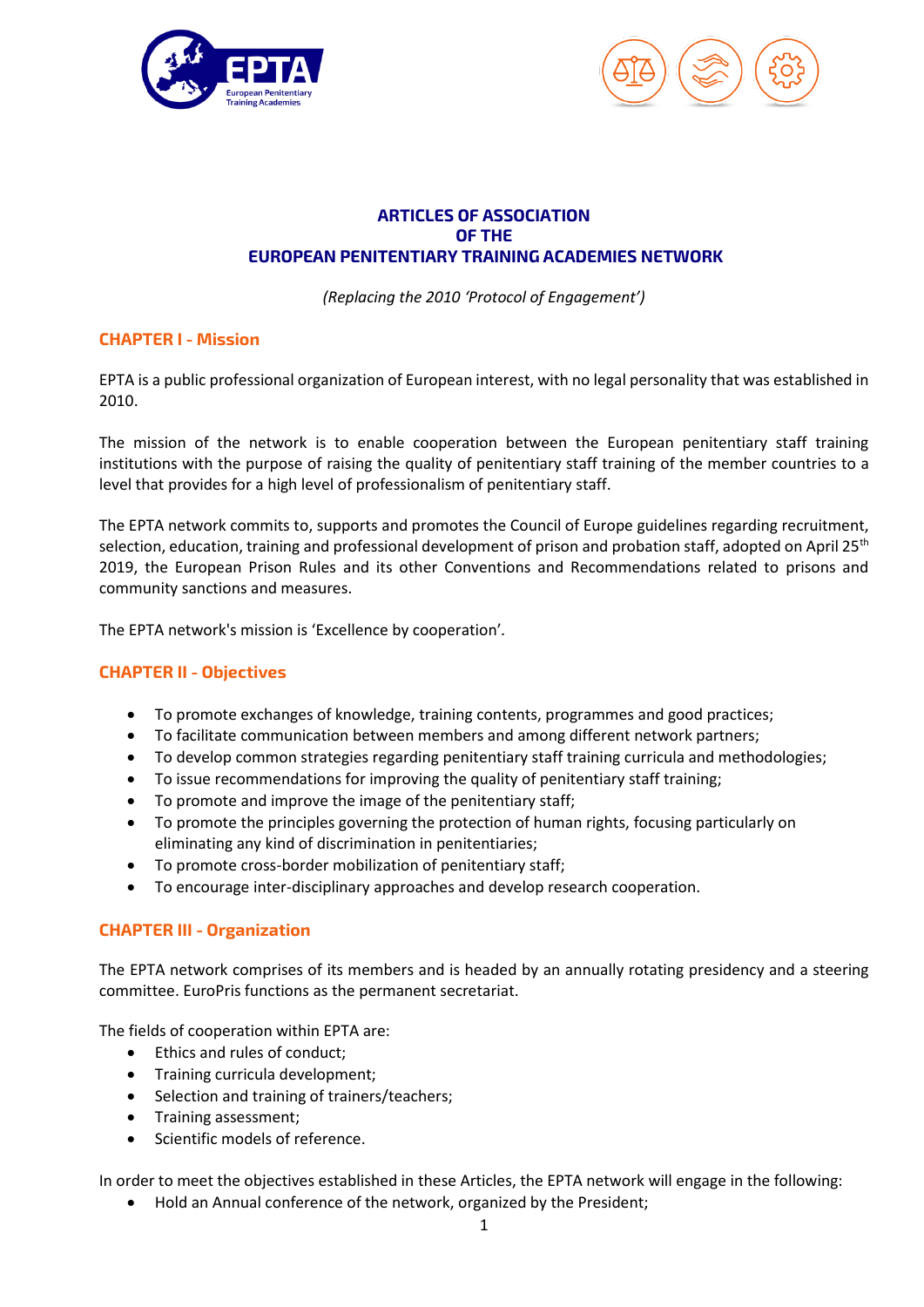# ARTICLES OF ASSOCIATION OF THE EUROPEAN PENITENTIARY TRAINING ACADEMIES NETWORK

*(Replacing the 2010 'Protocol of Engagement')*

## CHAPTER I - Mission

EPTA is a public professional organization of European interest, with no legal personality that was established in 2010.

The mission of the network is to enable cooperation between the European penitentiary staff training institutions with the purpose of raising the quality of penitentiary staff training of the member countries to a level that provides for a high level of professionalism of penitentiary staff.

The EPTA network commits to, supports and promotes the Council of Europe guidelines regarding recruitment, selection, education, training and professional development of prison and probation staff, adopted on April 25th 2019, the European Prison Rules and its other Conventions and Recommendations related to prisons and community sanctions and measures.

The EPTA network's mission is 'Excellence by cooperation'.

## CHAPTER II - Objectives

- To promote exchanges of knowledge, training contents, programmes and good practices;
- To facilitate communication between members and among different network partners;
- To develop common strategies regarding penitentiary staff training curricula and methodologies;
- To issue recommendations for improving the quality of penitentiary staff training;
- To promote and improve the image of the penitentiary staff;
- To promote the principles governing the protection of human rights, focusing particularly on eliminating any kind of discrimination in penitentiaries;
- To promote cross-border mobilization of penitentiary staff;
- To encourage inter-disciplinary approaches and develop research cooperation.

## CHAPTER III - Organization

The EPTA network comprises of its members and is headed by an annually rotating presidency and a steering committee. EuroPris functions as the permanent secretariat.

The fields of cooperation within EPTA are:

- Ethics and rules of conduct;
- Training curricula development;
- Selection and training of trainers/teachers;
- Training assessment;
- Scientific models of reference.

In order to meet the objectives established in these Articles, the EPTA network will engage in the following:

- Hold an Annual conference of the network, organized by the President;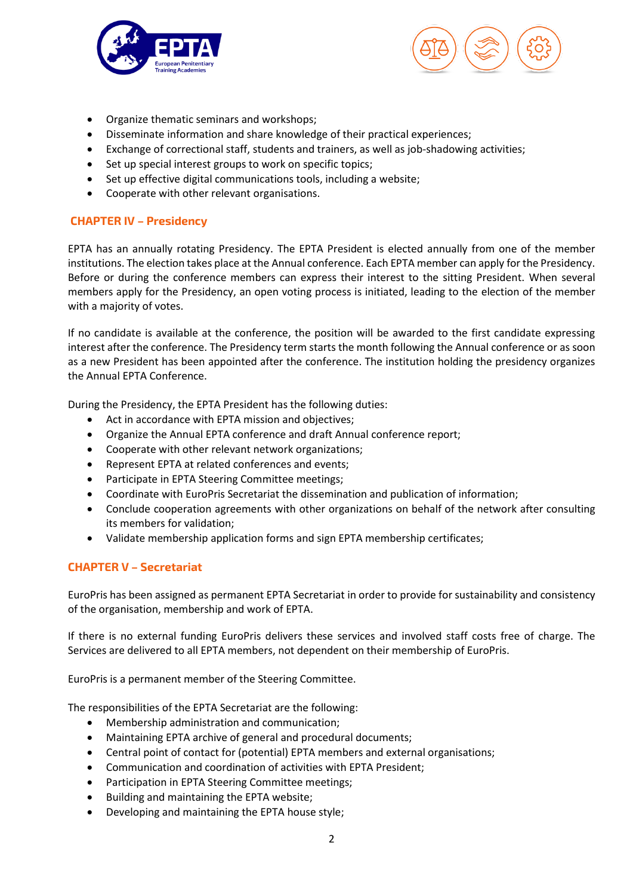- Organize thematic seminars and workshops;
- Disseminate information and share knowledge of their practical experiences;
- Exchange of correctional staff, students and trainers, as well as job-shadowing activities;
- Set up special interest groups to work on specific topics;
- Set up effective digital communications tools, including a website;
- Cooperate with other relevant organisations.

## CHAPTER IV – Presidency

EPTA has an annually rotating Presidency. The EPTA President is elected annually from one of the member institutions. The election takes place at the Annual conference. Each EPTA member can apply for the Presidency. Before or during the conference members can express their interest to the sitting President. When several members apply for the Presidency, an open voting process is initiated, leading to the election of the member with a majority of votes.

If no candidate is available at the conference, the position will be awarded to the first candidate expressing interest after the conference. The Presidency term starts the month following the Annual conference or as soon as a new President has been appointed after the conference. The institution holding the presidency organizes the Annual EPTA Conference.

During the Presidency, the EPTA President has the following duties:

- Act in accordance with EPTA mission and objectives;
- Organize the Annual EPTA conference and draft Annual conference report;
- Cooperate with other relevant network organizations;
- Represent EPTA at related conferences and events;
- Participate in EPTA Steering Committee meetings;
- Coordinate with EuroPris Secretariat the dissemination and publication of information;
- Conclude cooperation agreements with other organizations on behalf of the network after consulting its members for validation;
- Validate membership application forms and sign EPTA membership certificates;

## CHAPTER V – Secretariat

EuroPris has been assigned as permanent EPTA Secretariat in order to provide for sustainability and consistency of the organisation, membership and work of EPTA.

If there is no external funding EuroPris delivers these services and involved staff costs free of charge. The Services are delivered to all EPTA members, not dependent on their membership of EuroPris.

EuroPris is a permanent member of the Steering Committee.

The responsibilities of the EPTA Secretariat are the following:

- Membership administration and communication;
- Maintaining EPTA archive of general and procedural documents;
- Central point of contact for (potential) EPTA members and external organisations;
- Communication and coordination of activities with EPTA President;
- Participation in EPTA Steering Committee meetings;
- Building and maintaining the EPTA website;
- Developing and maintaining the EPTA house style;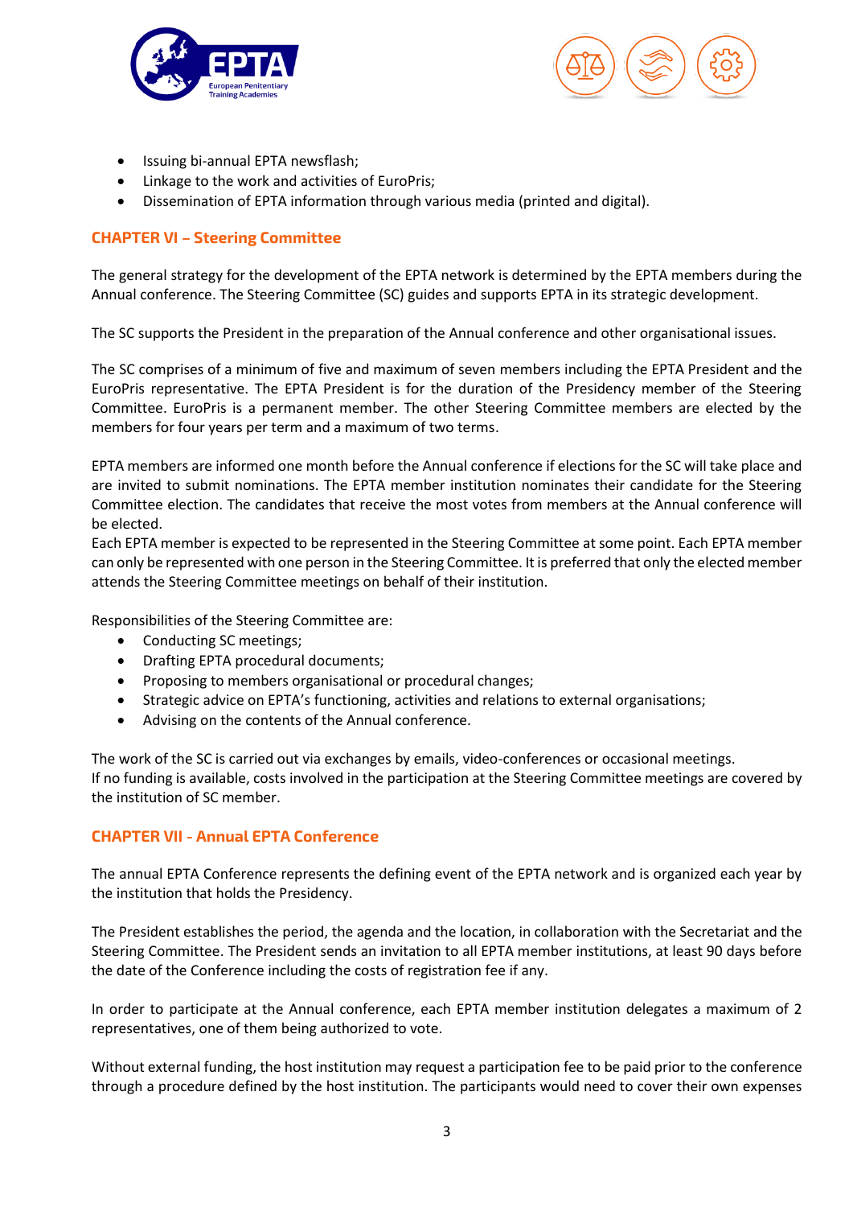- Issuing bi-annual EPTA newsflash;
- Linkage to the work and activities of EuroPris;
- Dissemination of EPTA information through various media (printed and digital).

## CHAPTER VI – Steering Committee

The general strategy for the development of the EPTA network is determined by the EPTA members during the Annual conference. The Steering Committee (SC) guides and supports EPTA in its strategic development.

The SC supports the President in the preparation of the Annual conference and other organisational issues.

The SC comprises of a minimum of five and maximum of seven members including the EPTA President and the EuroPris representative. The EPTA President is for the duration of the Presidency member of the Steering Committee. EuroPris is a permanent member. The other Steering Committee members are elected by the members for four years per term and a maximum of two terms.

EPTA members are informed one month before the Annual conference if elections for the SC will take place and are invited to submit nominations. The EPTA member institution nominates their candidate for the Steering Committee election. The candidates that receive the most votes from members at the Annual conference will be elected.
Each EPTA member is expected to be represented in the Steering Committee at some point. Each EPTA member can only be represented with one person in the Steering Committee. It is preferred that only the elected member attends the Steering Committee meetings on behalf of their institution.

Responsibilities of the Steering Committee are:

- Conducting SC meetings;
- Drafting EPTA procedural documents;
- Proposing to members organisational or procedural changes;
- Strategic advice on EPTA's functioning, activities and relations to external organisations;
- Advising on the contents of the Annual conference.

The work of the SC is carried out via exchanges by emails, video-conferences or occasional meetings.
If no funding is available, costs involved in the participation at the Steering Committee meetings are covered by the institution of SC member.

## CHAPTER VII - Annual EPTA Conference

The annual EPTA Conference represents the defining event of the EPTA network and is organized each year by the institution that holds the Presidency.

The President establishes the period, the agenda and the location, in collaboration with the Secretariat and the Steering Committee. The President sends an invitation to all EPTA member institutions, at least 90 days before the date of the Conference including the costs of registration fee if any.

In order to participate at the Annual conference, each EPTA member institution delegates a maximum of 2 representatives, one of them being authorized to vote.

Without external funding, the host institution may request a participation fee to be paid prior to the conference through a procedure defined by the host institution. The participants would need to cover their own expenses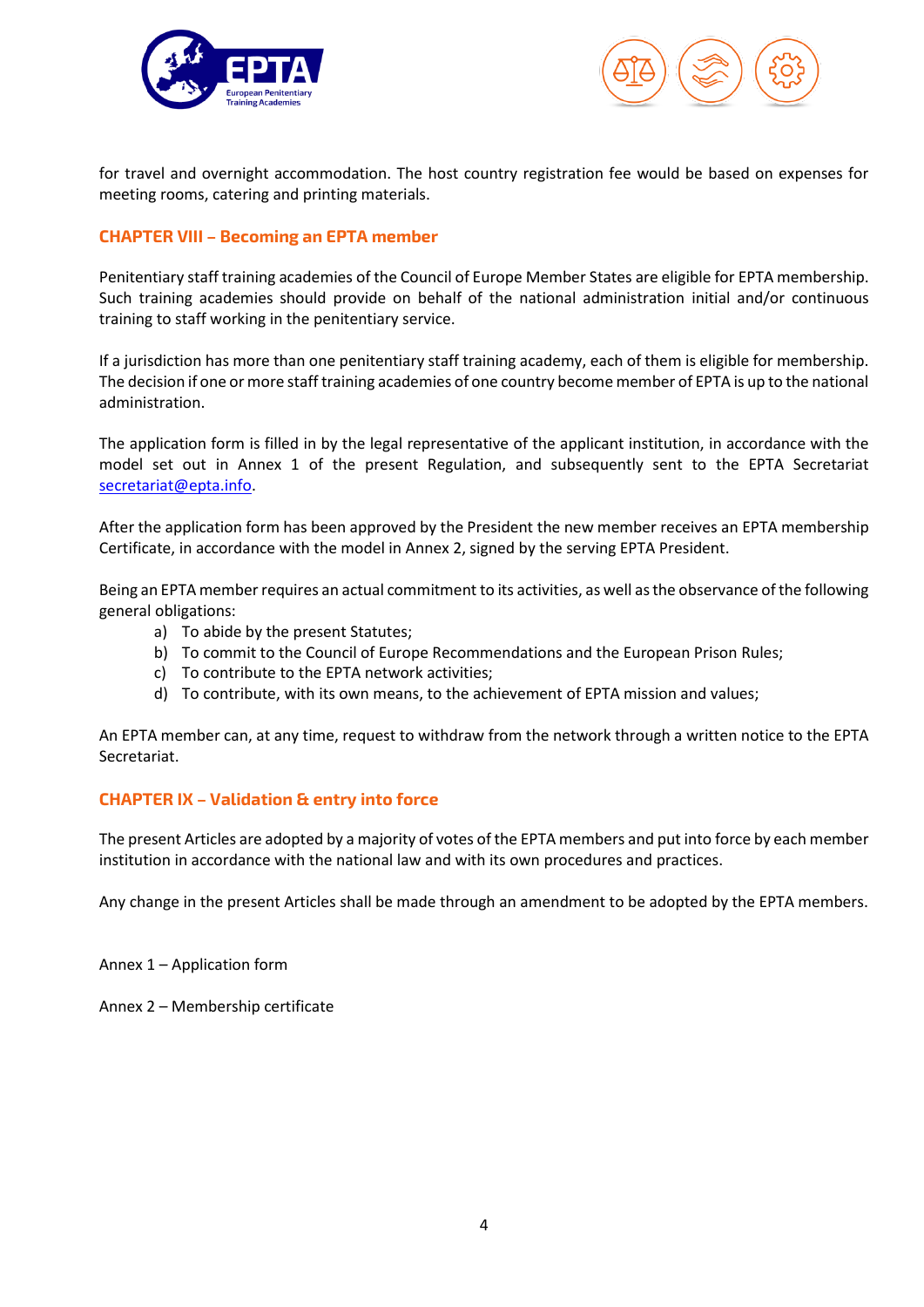for travel and overnight accommodation. The host country registration fee would be based on expenses for meeting rooms, catering and printing materials.

## CHAPTER VIII – Becoming an EPTA member

Penitentiary staff training academies of the Council of Europe Member States are eligible for EPTA membership. Such training academies should provide on behalf of the national administration initial and/or continuous training to staff working in the penitentiary service.

If a jurisdiction has more than one penitentiary staff training academy, each of them is eligible for membership. The decision if one or more staff training academies of one country become member of EPTA is up to the national administration.

The application form is filled in by the legal representative of the applicant institution, in accordance with the model set out in Annex 1 of the present Regulation, and subsequently sent to the EPTA Secretariat secretariat@epta.info.

After the application form has been approved by the President the new member receives an EPTA membership Certificate, in accordance with the model in Annex 2, signed by the serving EPTA President.

Being an EPTA member requires an actual commitment to its activities, as well as the observance of the following general obligations:

a) To abide by the present Statutes;
b) To commit to the Council of Europe Recommendations and the European Prison Rules;
c) To contribute to the EPTA network activities;
d) To contribute, with its own means, to the achievement of EPTA mission and values;

An EPTA member can, at any time, request to withdraw from the network through a written notice to the EPTA Secretariat.

## CHAPTER IX – Validation & entry into force

The present Articles are adopted by a majority of votes of the EPTA members and put into force by each member institution in accordance with the national law and with its own procedures and practices.

Any change in the present Articles shall be made through an amendment to be adopted by the EPTA members.

Annex 1 – Application form

Annex 2 – Membership certificate